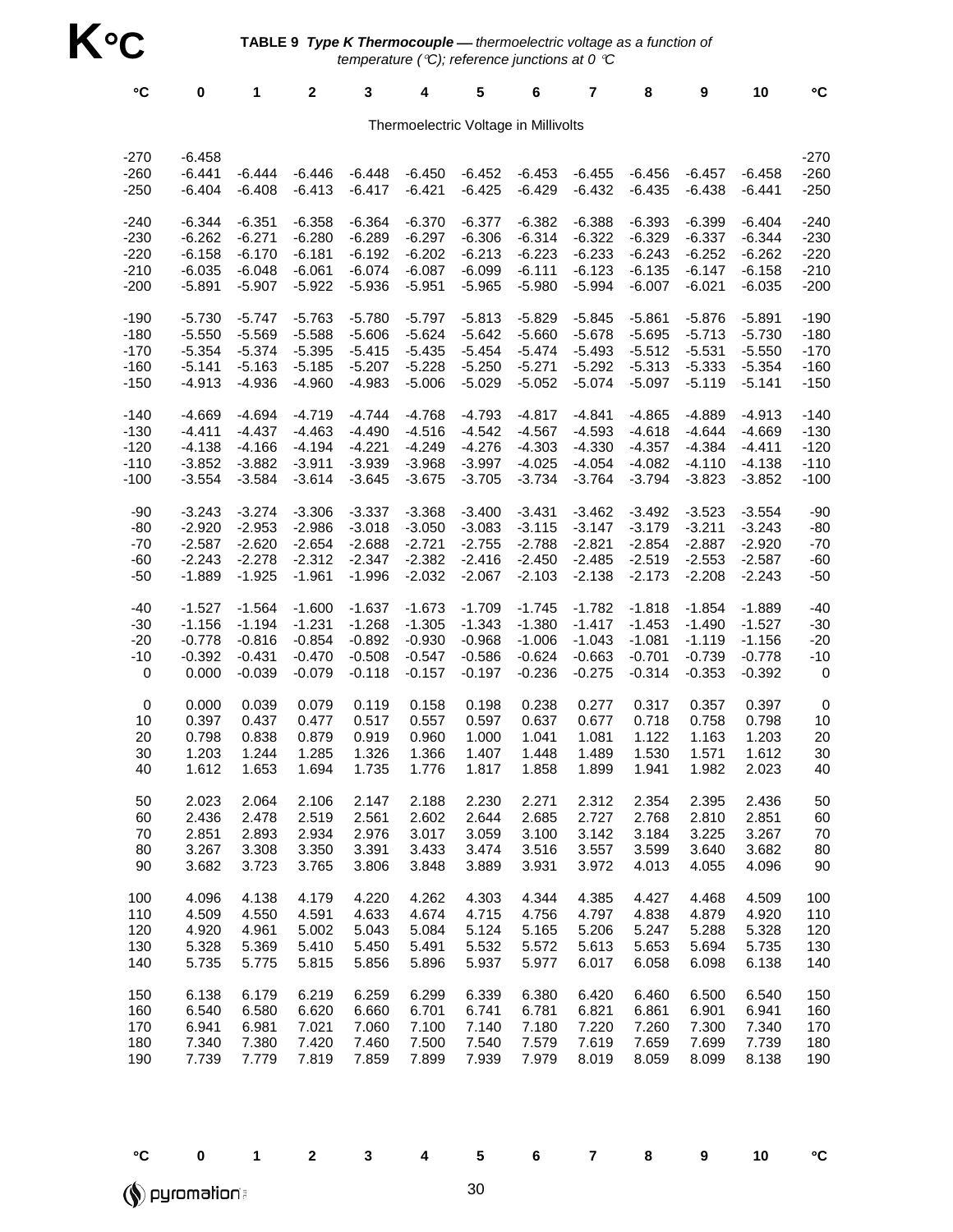# K °C

**TABLE 9** ***Type K Thermocouple*** *— thermoelectric voltage as a function of temperature (°C); reference junctions at 0 °C*

Thermoelectric Voltage in Millivolts

| °C | 0 | 1 | 2 | 3 | 4 | 5 | 6 | 7 | 8 | 9 | 10 | °C |
|---|---|---|---|---|---|---|---|---|---|---|---|---|
| -270 | -6.458 | | | | | | | | | | | -270 |
| -260 | -6.441 | -6.444 | -6.446 | -6.448 | -6.450 | -6.452 | -6.453 | -6.455 | -6.456 | -6.457 | -6.458 | -260 |
| -250 | -6.404 | -6.408 | -6.413 | -6.417 | -6.421 | -6.425 | -6.429 | -6.432 | -6.435 | -6.438 | -6.441 | -250 |
| -240 | -6.344 | -6.351 | -6.358 | -6.364 | -6.370 | -6.377 | -6.382 | -6.388 | -6.393 | -6.399 | -6.404 | -240 |
| -230 | -6.262 | -6.271 | -6.280 | -6.289 | -6.297 | -6.306 | -6.314 | -6.322 | -6.329 | -6.337 | -6.344 | -230 |
| -220 | -6.158 | -6.170 | -6.181 | -6.192 | -6.202 | -6.213 | -6.223 | -6.233 | -6.243 | -6.252 | -6.262 | -220 |
| -210 | -6.035 | -6.048 | -6.061 | -6.074 | -6.087 | -6.099 | -6.111 | -6.123 | -6.135 | -6.147 | -6.158 | -210 |
| -200 | -5.891 | -5.907 | -5.922 | -5.936 | -5.951 | -5.965 | -5.980 | -5.994 | -6.007 | -6.021 | -6.035 | -200 |
| -190 | -5.730 | -5.747 | -5.763 | -5.780 | -5.797 | -5.813 | -5.829 | -5.845 | -5.861 | -5.876 | -5.891 | -190 |
| -180 | -5.550 | -5.569 | -5.588 | -5.606 | -5.624 | -5.642 | -5.660 | -5.678 | -5.695 | -5.713 | -5.730 | -180 |
| -170 | -5.354 | -5.374 | -5.395 | -5.415 | -5.435 | -5.454 | -5.474 | -5.493 | -5.512 | -5.531 | -5.550 | -170 |
| -160 | -5.141 | -5.163 | -5.185 | -5.207 | -5.228 | -5.250 | -5.271 | -5.292 | -5.313 | -5.333 | -5.354 | -160 |
| -150 | -4.913 | -4.936 | -4.960 | -4.983 | -5.006 | -5.029 | -5.052 | -5.074 | -5.097 | -5.119 | -5.141 | -150 |
| -140 | -4.669 | -4.694 | -4.719 | -4.744 | -4.768 | -4.793 | -4.817 | -4.841 | -4.865 | -4.889 | -4.913 | -140 |
| -130 | -4.411 | -4.437 | -4.463 | -4.490 | -4.516 | -4.542 | -4.567 | -4.593 | -4.618 | -4.644 | -4.669 | -130 |
| -120 | -4.138 | -4.166 | -4.194 | -4.221 | -4.249 | -4.276 | -4.303 | -4.330 | -4.357 | -4.384 | -4.411 | -120 |
| -110 | -3.852 | -3.882 | -3.911 | -3.939 | -3.968 | -3.997 | -4.025 | -4.054 | -4.082 | -4.110 | -4.138 | -110 |
| -100 | -3.554 | -3.584 | -3.614 | -3.645 | -3.675 | -3.705 | -3.734 | -3.764 | -3.794 | -3.823 | -3.852 | -100 |
| -90 | -3.243 | -3.274 | -3.306 | -3.337 | -3.368 | -3.400 | -3.431 | -3.462 | -3.492 | -3.523 | -3.554 | -90 |
| -80 | -2.920 | -2.953 | -2.986 | -3.018 | -3.050 | -3.083 | -3.115 | -3.147 | -3.179 | -3.211 | -3.243 | -80 |
| -70 | -2.587 | -2.620 | -2.654 | -2.688 | -2.721 | -2.755 | -2.788 | -2.821 | -2.854 | -2.887 | -2.920 | -70 |
| -60 | -2.243 | -2.278 | -2.312 | -2.347 | -2.382 | -2.416 | -2.450 | -2.485 | -2.519 | -2.553 | -2.587 | -60 |
| -50 | -1.889 | -1.925 | -1.961 | -1.996 | -2.032 | -2.067 | -2.103 | -2.138 | -2.173 | -2.208 | -2.243 | -50 |
| -40 | -1.527 | -1.564 | -1.600 | -1.637 | -1.673 | -1.709 | -1.745 | -1.782 | -1.818 | -1.854 | -1.889 | -40 |
| -30 | -1.156 | -1.194 | -1.231 | -1.268 | -1.305 | -1.343 | -1.380 | -1.417 | -1.453 | -1.490 | -1.527 | -30 |
| -20 | -0.778 | -0.816 | -0.854 | -0.892 | -0.930 | -0.968 | -1.006 | -1.043 | -1.081 | -1.119 | -1.156 | -20 |
| -10 | -0.392 | -0.431 | -0.470 | -0.508 | -0.547 | -0.586 | -0.624 | -0.663 | -0.701 | -0.739 | -0.778 | -10 |
| 0 | 0.000 | -0.039 | -0.079 | -0.118 | -0.157 | -0.197 | -0.236 | -0.275 | -0.314 | -0.353 | -0.392 | 0 |
| 0 | 0.000 | 0.039 | 0.079 | 0.119 | 0.158 | 0.198 | 0.238 | 0.277 | 0.317 | 0.357 | 0.397 | 0 |
| 10 | 0.397 | 0.437 | 0.477 | 0.517 | 0.557 | 0.597 | 0.637 | 0.677 | 0.718 | 0.758 | 0.798 | 10 |
| 20 | 0.798 | 0.838 | 0.879 | 0.919 | 0.960 | 1.000 | 1.041 | 1.081 | 1.122 | 1.163 | 1.203 | 20 |
| 30 | 1.203 | 1.244 | 1.285 | 1.326 | 1.366 | 1.407 | 1.448 | 1.489 | 1.530 | 1.571 | 1.612 | 30 |
| 40 | 1.612 | 1.653 | 1.694 | 1.735 | 1.776 | 1.817 | 1.858 | 1.899 | 1.941 | 1.982 | 2.023 | 40 |
| 50 | 2.023 | 2.064 | 2.106 | 2.147 | 2.188 | 2.230 | 2.271 | 2.312 | 2.354 | 2.395 | 2.436 | 50 |
| 60 | 2.436 | 2.478 | 2.519 | 2.561 | 2.602 | 2.644 | 2.685 | 2.727 | 2.768 | 2.810 | 2.851 | 60 |
| 70 | 2.851 | 2.893 | 2.934 | 2.976 | 3.017 | 3.059 | 3.100 | 3.142 | 3.184 | 3.225 | 3.267 | 70 |
| 80 | 3.267 | 3.308 | 3.350 | 3.391 | 3.433 | 3.474 | 3.516 | 3.557 | 3.599 | 3.640 | 3.682 | 80 |
| 90 | 3.682 | 3.723 | 3.765 | 3.806 | 3.848 | 3.889 | 3.931 | 3.972 | 4.013 | 4.055 | 4.096 | 90 |
| 100 | 4.096 | 4.138 | 4.179 | 4.220 | 4.262 | 4.303 | 4.344 | 4.385 | 4.427 | 4.468 | 4.509 | 100 |
| 110 | 4.509 | 4.550 | 4.591 | 4.633 | 4.674 | 4.715 | 4.756 | 4.797 | 4.838 | 4.879 | 4.920 | 110 |
| 120 | 4.920 | 4.961 | 5.002 | 5.043 | 5.084 | 5.124 | 5.165 | 5.206 | 5.247 | 5.288 | 5.328 | 120 |
| 130 | 5.328 | 5.369 | 5.410 | 5.450 | 5.491 | 5.532 | 5.572 | 5.613 | 5.653 | 5.694 | 5.735 | 130 |
| 140 | 5.735 | 5.775 | 5.815 | 5.856 | 5.896 | 5.937 | 5.977 | 6.017 | 6.058 | 6.098 | 6.138 | 140 |
| 150 | 6.138 | 6.179 | 6.219 | 6.259 | 6.299 | 6.339 | 6.380 | 6.420 | 6.460 | 6.500 | 6.540 | 150 |
| 160 | 6.540 | 6.580 | 6.620 | 6.660 | 6.701 | 6.741 | 6.781 | 6.821 | 6.861 | 6.901 | 6.941 | 160 |
| 170 | 6.941 | 6.981 | 7.021 | 7.060 | 7.100 | 7.140 | 7.180 | 7.220 | 7.260 | 7.300 | 7.340 | 170 |
| 180 | 7.340 | 7.380 | 7.420 | 7.460 | 7.500 | 7.540 | 7.579 | 7.619 | 7.659 | 7.699 | 7.739 | 180 |
| 190 | 7.739 | 7.779 | 7.819 | 7.859 | 7.899 | 7.939 | 7.979 | 8.019 | 8.059 | 8.099 | 8.138 | 190 |
| °C | 0 | 1 | 2 | 3 | 4 | 5 | 6 | 7 | 8 | 9 | 10 | °C |

pyromation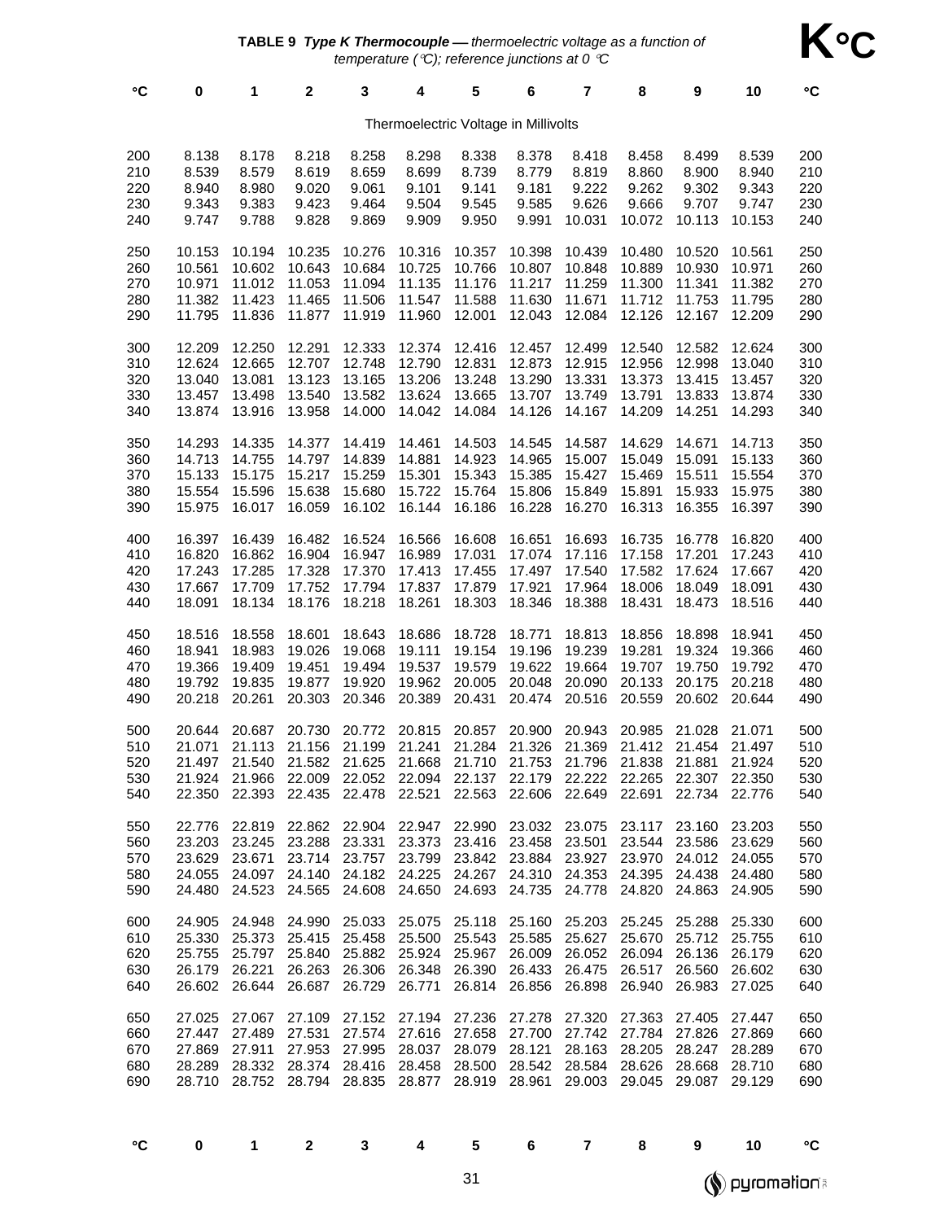**TABLE 9** ***Type K Thermocouple*** *— thermoelectric voltage as a function of temperature (°C); reference junctions at 0 °C*

**K °C**

Thermoelectric Voltage in Millivolts

| °C | 0 | 1 | 2 | 3 | 4 | 5 | 6 | 7 | 8 | 9 | 10 | °C |
|---|---|---|---|---|---|---|---|---|---|---|---|---|
| 200 | 8.138 | 8.178 | 8.218 | 8.258 | 8.298 | 8.338 | 8.378 | 8.418 | 8.458 | 8.499 | 8.539 | 200 |
| 210 | 8.539 | 8.579 | 8.619 | 8.659 | 8.699 | 8.739 | 8.779 | 8.819 | 8.860 | 8.900 | 8.940 | 210 |
| 220 | 8.940 | 8.980 | 9.020 | 9.061 | 9.101 | 9.141 | 9.181 | 9.222 | 9.262 | 9.302 | 9.343 | 220 |
| 230 | 9.343 | 9.383 | 9.423 | 9.464 | 9.504 | 9.545 | 9.585 | 9.626 | 9.666 | 9.707 | 9.747 | 230 |
| 240 | 9.747 | 9.788 | 9.828 | 9.869 | 9.909 | 9.950 | 9.991 | 10.031 | 10.072 | 10.113 | 10.153 | 240 |
| 250 | 10.153 | 10.194 | 10.235 | 10.276 | 10.316 | 10.357 | 10.398 | 10.439 | 10.480 | 10.520 | 10.561 | 250 |
| 260 | 10.561 | 10.602 | 10.643 | 10.684 | 10.725 | 10.766 | 10.807 | 10.848 | 10.889 | 10.930 | 10.971 | 260 |
| 270 | 10.971 | 11.012 | 11.053 | 11.094 | 11.135 | 11.176 | 11.217 | 11.259 | 11.300 | 11.341 | 11.382 | 270 |
| 280 | 11.382 | 11.423 | 11.465 | 11.506 | 11.547 | 11.588 | 11.630 | 11.671 | 11.712 | 11.753 | 11.795 | 280 |
| 290 | 11.795 | 11.836 | 11.877 | 11.919 | 11.960 | 12.001 | 12.043 | 12.084 | 12.126 | 12.167 | 12.209 | 290 |
| 300 | 12.209 | 12.250 | 12.291 | 12.333 | 12.374 | 12.416 | 12.457 | 12.499 | 12.540 | 12.582 | 12.624 | 300 |
| 310 | 12.624 | 12.665 | 12.707 | 12.748 | 12.790 | 12.831 | 12.873 | 12.915 | 12.956 | 12.998 | 13.040 | 310 |
| 320 | 13.040 | 13.081 | 13.123 | 13.165 | 13.206 | 13.248 | 13.290 | 13.331 | 13.373 | 13.415 | 13.457 | 320 |
| 330 | 13.457 | 13.498 | 13.540 | 13.582 | 13.624 | 13.665 | 13.707 | 13.749 | 13.791 | 13.833 | 13.874 | 330 |
| 340 | 13.874 | 13.916 | 13.958 | 14.000 | 14.042 | 14.084 | 14.126 | 14.167 | 14.209 | 14.251 | 14.293 | 340 |
| 350 | 14.293 | 14.335 | 14.377 | 14.419 | 14.461 | 14.503 | 14.545 | 14.587 | 14.629 | 14.671 | 14.713 | 350 |
| 360 | 14.713 | 14.755 | 14.797 | 14.839 | 14.881 | 14.923 | 14.965 | 15.007 | 15.049 | 15.091 | 15.133 | 360 |
| 370 | 15.133 | 15.175 | 15.217 | 15.259 | 15.301 | 15.343 | 15.385 | 15.427 | 15.469 | 15.511 | 15.554 | 370 |
| 380 | 15.554 | 15.596 | 15.638 | 15.680 | 15.722 | 15.764 | 15.806 | 15.849 | 15.891 | 15.933 | 15.975 | 380 |
| 390 | 15.975 | 16.017 | 16.059 | 16.102 | 16.144 | 16.186 | 16.228 | 16.270 | 16.313 | 16.355 | 16.397 | 390 |
| 400 | 16.397 | 16.439 | 16.482 | 16.524 | 16.566 | 16.608 | 16.651 | 16.693 | 16.735 | 16.778 | 16.820 | 400 |
| 410 | 16.820 | 16.862 | 16.904 | 16.947 | 16.989 | 17.031 | 17.074 | 17.116 | 17.158 | 17.201 | 17.243 | 410 |
| 420 | 17.243 | 17.285 | 17.328 | 17.370 | 17.413 | 17.455 | 17.497 | 17.540 | 17.582 | 17.624 | 17.667 | 420 |
| 430 | 17.667 | 17.709 | 17.752 | 17.794 | 17.837 | 17.879 | 17.921 | 17.964 | 18.006 | 18.049 | 18.091 | 430 |
| 440 | 18.091 | 18.134 | 18.176 | 18.218 | 18.261 | 18.303 | 18.346 | 18.388 | 18.431 | 18.473 | 18.516 | 440 |
| 450 | 18.516 | 18.558 | 18.601 | 18.643 | 18.686 | 18.728 | 18.771 | 18.813 | 18.856 | 18.898 | 18.941 | 450 |
| 460 | 18.941 | 18.983 | 19.026 | 19.068 | 19.111 | 19.154 | 19.196 | 19.239 | 19.281 | 19.324 | 19.366 | 460 |
| 470 | 19.366 | 19.409 | 19.451 | 19.494 | 19.537 | 19.579 | 19.622 | 19.664 | 19.707 | 19.750 | 19.792 | 470 |
| 480 | 19.792 | 19.835 | 19.877 | 19.920 | 19.962 | 20.005 | 20.048 | 20.090 | 20.133 | 20.175 | 20.218 | 480 |
| 490 | 20.218 | 20.261 | 20.303 | 20.346 | 20.389 | 20.431 | 20.474 | 20.516 | 20.559 | 20.602 | 20.644 | 490 |
| 500 | 20.644 | 20.687 | 20.730 | 20.772 | 20.815 | 20.857 | 20.900 | 20.943 | 20.985 | 21.028 | 21.071 | 500 |
| 510 | 21.071 | 21.113 | 21.156 | 21.199 | 21.241 | 21.284 | 21.326 | 21.369 | 21.412 | 21.454 | 21.497 | 510 |
| 520 | 21.497 | 21.540 | 21.582 | 21.625 | 21.668 | 21.710 | 21.753 | 21.796 | 21.838 | 21.881 | 21.924 | 520 |
| 530 | 21.924 | 21.966 | 22.009 | 22.052 | 22.094 | 22.137 | 22.179 | 22.222 | 22.265 | 22.307 | 22.350 | 530 |
| 540 | 22.350 | 22.393 | 22.435 | 22.478 | 22.521 | 22.563 | 22.606 | 22.649 | 22.691 | 22.734 | 22.776 | 540 |
| 550 | 22.776 | 22.819 | 22.862 | 22.904 | 22.947 | 22.990 | 23.032 | 23.075 | 23.117 | 23.160 | 23.203 | 550 |
| 560 | 23.203 | 23.245 | 23.288 | 23.331 | 23.373 | 23.416 | 23.458 | 23.501 | 23.544 | 23.586 | 23.629 | 560 |
| 570 | 23.629 | 23.671 | 23.714 | 23.757 | 23.799 | 23.842 | 23.884 | 23.927 | 23.970 | 24.012 | 24.055 | 570 |
| 580 | 24.055 | 24.097 | 24.140 | 24.182 | 24.225 | 24.267 | 24.310 | 24.353 | 24.395 | 24.438 | 24.480 | 580 |
| 590 | 24.480 | 24.523 | 24.565 | 24.608 | 24.650 | 24.693 | 24.735 | 24.778 | 24.820 | 24.863 | 24.905 | 590 |
| 600 | 24.905 | 24.948 | 24.990 | 25.033 | 25.075 | 25.118 | 25.160 | 25.203 | 25.245 | 25.288 | 25.330 | 600 |
| 610 | 25.330 | 25.373 | 25.415 | 25.458 | 25.500 | 25.543 | 25.585 | 25.627 | 25.670 | 25.712 | 25.755 | 610 |
| 620 | 25.755 | 25.797 | 25.840 | 25.882 | 25.924 | 25.967 | 26.009 | 26.052 | 26.094 | 26.136 | 26.179 | 620 |
| 630 | 26.179 | 26.221 | 26.263 | 26.306 | 26.348 | 26.390 | 26.433 | 26.475 | 26.517 | 26.560 | 26.602 | 630 |
| 640 | 26.602 | 26.644 | 26.687 | 26.729 | 26.771 | 26.814 | 26.856 | 26.898 | 26.940 | 26.983 | 27.025 | 640 |
| 650 | 27.025 | 27.067 | 27.109 | 27.152 | 27.194 | 27.236 | 27.278 | 27.320 | 27.363 | 27.405 | 27.447 | 650 |
| 660 | 27.447 | 27.489 | 27.531 | 27.574 | 27.616 | 27.658 | 27.700 | 27.742 | 27.784 | 27.826 | 27.869 | 660 |
| 670 | 27.869 | 27.911 | 27.953 | 27.995 | 28.037 | 28.079 | 28.121 | 28.163 | 28.205 | 28.247 | 28.289 | 670 |
| 680 | 28.289 | 28.332 | 28.374 | 28.416 | 28.458 | 28.500 | 28.542 | 28.584 | 28.626 | 28.668 | 28.710 | 680 |
| 690 | 28.710 | 28.752 | 28.794 | 28.835 | 28.877 | 28.919 | 28.961 | 29.003 | 29.045 | 29.087 | 29.129 | 690 |
| °C | 0 | 1 | 2 | 3 | 4 | 5 | 6 | 7 | 8 | 9 | 10 | °C |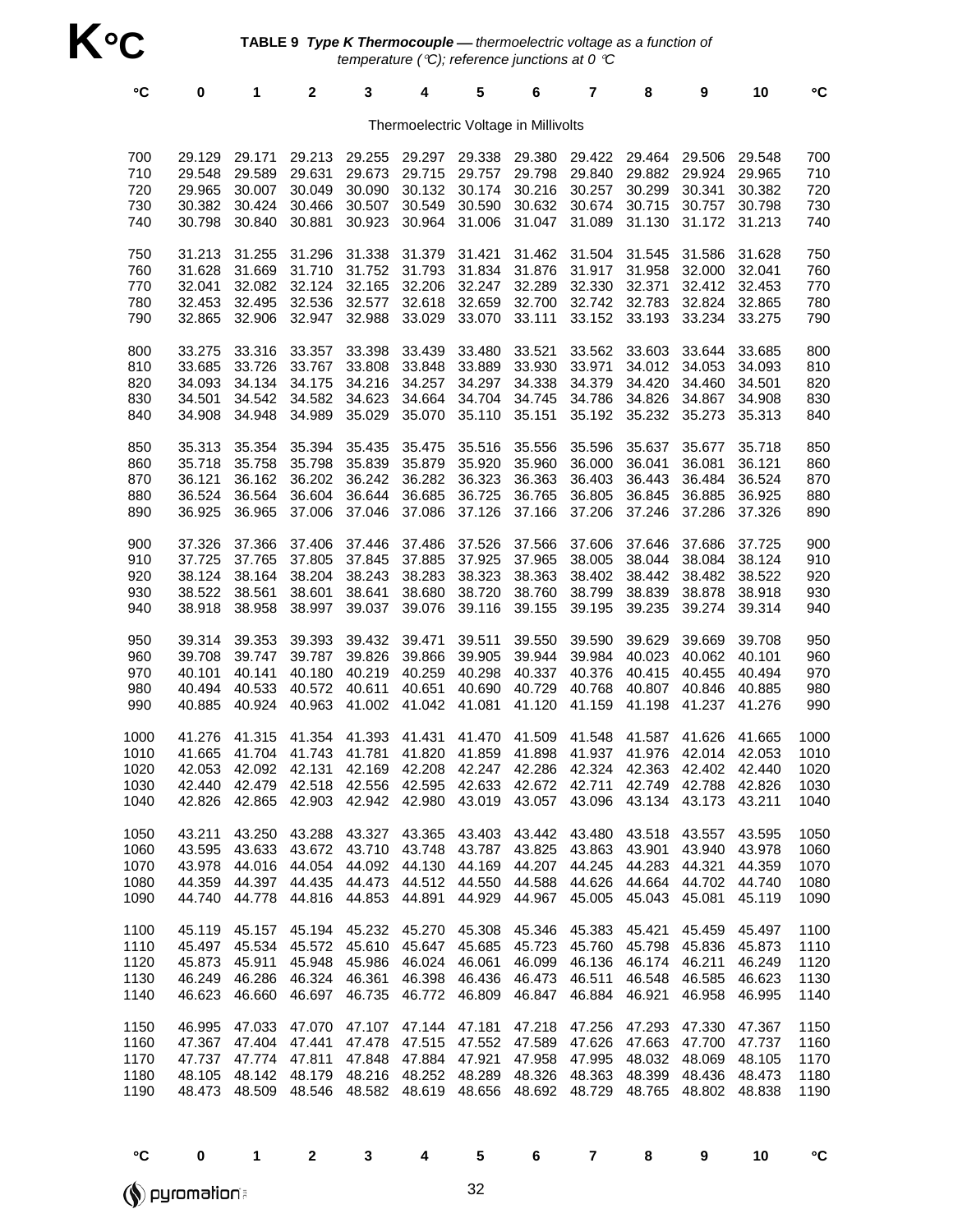# K °C

**TABLE 9** ***Type K Thermocouple*** *— thermoelectric voltage as a function of temperature (°C); reference junctions at 0 °C*

Thermoelectric Voltage in Millivolts

| °C | 0 | 1 | 2 | 3 | 4 | 5 | 6 | 7 | 8 | 9 | 10 | °C |
|---|---|---|---|---|---|---|---|---|---|---|---|---|
| 700 | 29.129 | 29.171 | 29.213 | 29.255 | 29.297 | 29.338 | 29.380 | 29.422 | 29.464 | 29.506 | 29.548 | 700 |
| 710 | 29.548 | 29.589 | 29.631 | 29.673 | 29.715 | 29.757 | 29.798 | 29.840 | 29.882 | 29.924 | 29.965 | 710 |
| 720 | 29.965 | 30.007 | 30.049 | 30.090 | 30.132 | 30.174 | 30.216 | 30.257 | 30.299 | 30.341 | 30.382 | 720 |
| 730 | 30.382 | 30.424 | 30.466 | 30.507 | 30.549 | 30.590 | 30.632 | 30.674 | 30.715 | 30.757 | 30.798 | 730 |
| 740 | 30.798 | 30.840 | 30.881 | 30.923 | 30.964 | 31.006 | 31.047 | 31.089 | 31.130 | 31.172 | 31.213 | 740 |
| 750 | 31.213 | 31.255 | 31.296 | 31.338 | 31.379 | 31.421 | 31.462 | 31.504 | 31.545 | 31.586 | 31.628 | 750 |
| 760 | 31.628 | 31.669 | 31.710 | 31.752 | 31.793 | 31.834 | 31.876 | 31.917 | 31.958 | 32.000 | 32.041 | 760 |
| 770 | 32.041 | 32.082 | 32.124 | 32.165 | 32.206 | 32.247 | 32.289 | 32.330 | 32.371 | 32.412 | 32.453 | 770 |
| 780 | 32.453 | 32.495 | 32.536 | 32.577 | 32.618 | 32.659 | 32.700 | 32.742 | 32.783 | 32.824 | 32.865 | 780 |
| 790 | 32.865 | 32.906 | 32.947 | 32.988 | 33.029 | 33.070 | 33.111 | 33.152 | 33.193 | 33.234 | 33.275 | 790 |
| 800 | 33.275 | 33.316 | 33.357 | 33.398 | 33.439 | 33.480 | 33.521 | 33.562 | 33.603 | 33.644 | 33.685 | 800 |
| 810 | 33.685 | 33.726 | 33.767 | 33.808 | 33.848 | 33.889 | 33.930 | 33.971 | 34.012 | 34.053 | 34.093 | 810 |
| 820 | 34.093 | 34.134 | 34.175 | 34.216 | 34.257 | 34.297 | 34.338 | 34.379 | 34.420 | 34.460 | 34.501 | 820 |
| 830 | 34.501 | 34.542 | 34.582 | 34.623 | 34.664 | 34.704 | 34.745 | 34.786 | 34.826 | 34.867 | 34.908 | 830 |
| 840 | 34.908 | 34.948 | 34.989 | 35.029 | 35.070 | 35.110 | 35.151 | 35.192 | 35.232 | 35.273 | 35.313 | 840 |
| 850 | 35.313 | 35.354 | 35.394 | 35.435 | 35.475 | 35.516 | 35.556 | 35.596 | 35.637 | 35.677 | 35.718 | 850 |
| 860 | 35.718 | 35.758 | 35.798 | 35.839 | 35.879 | 35.920 | 35.960 | 36.000 | 36.041 | 36.081 | 36.121 | 860 |
| 870 | 36.121 | 36.162 | 36.202 | 36.242 | 36.282 | 36.323 | 36.363 | 36.403 | 36.443 | 36.484 | 36.524 | 870 |
| 880 | 36.524 | 36.564 | 36.604 | 36.644 | 36.685 | 36.725 | 36.765 | 36.805 | 36.845 | 36.885 | 36.925 | 880 |
| 890 | 36.925 | 36.965 | 37.006 | 37.046 | 37.086 | 37.126 | 37.166 | 37.206 | 37.246 | 37.286 | 37.326 | 890 |
| 900 | 37.326 | 37.366 | 37.406 | 37.446 | 37.486 | 37.526 | 37.566 | 37.606 | 37.646 | 37.686 | 37.725 | 900 |
| 910 | 37.725 | 37.765 | 37.805 | 37.845 | 37.885 | 37.925 | 37.965 | 38.005 | 38.044 | 38.084 | 38.124 | 910 |
| 920 | 38.124 | 38.164 | 38.204 | 38.243 | 38.283 | 38.323 | 38.363 | 38.402 | 38.442 | 38.482 | 38.522 | 920 |
| 930 | 38.522 | 38.561 | 38.601 | 38.641 | 38.680 | 38.720 | 38.760 | 38.799 | 38.839 | 38.878 | 38.918 | 930 |
| 940 | 38.918 | 38.958 | 38.997 | 39.037 | 39.076 | 39.116 | 39.155 | 39.195 | 39.235 | 39.274 | 39.314 | 940 |
| 950 | 39.314 | 39.353 | 39.393 | 39.432 | 39.471 | 39.511 | 39.550 | 39.590 | 39.629 | 39.669 | 39.708 | 950 |
| 960 | 39.708 | 39.747 | 39.787 | 39.826 | 39.866 | 39.905 | 39.944 | 39.984 | 40.023 | 40.062 | 40.101 | 960 |
| 970 | 40.101 | 40.141 | 40.180 | 40.219 | 40.259 | 40.298 | 40.337 | 40.376 | 40.415 | 40.455 | 40.494 | 970 |
| 980 | 40.494 | 40.533 | 40.572 | 40.611 | 40.651 | 40.690 | 40.729 | 40.768 | 40.807 | 40.846 | 40.885 | 980 |
| 990 | 40.885 | 40.924 | 40.963 | 41.002 | 41.042 | 41.081 | 41.120 | 41.159 | 41.198 | 41.237 | 41.276 | 990 |
| 1000 | 41.276 | 41.315 | 41.354 | 41.393 | 41.431 | 41.470 | 41.509 | 41.548 | 41.587 | 41.626 | 41.665 | 1000 |
| 1010 | 41.665 | 41.704 | 41.743 | 41.781 | 41.820 | 41.859 | 41.898 | 41.937 | 41.976 | 42.014 | 42.053 | 1010 |
| 1020 | 42.053 | 42.092 | 42.131 | 42.169 | 42.208 | 42.247 | 42.286 | 42.324 | 42.363 | 42.402 | 42.440 | 1020 |
| 1030 | 42.440 | 42.479 | 42.518 | 42.556 | 42.595 | 42.633 | 42.672 | 42.711 | 42.749 | 42.788 | 42.826 | 1030 |
| 1040 | 42.826 | 42.865 | 42.903 | 42.942 | 42.980 | 43.019 | 43.057 | 43.096 | 43.134 | 43.173 | 43.211 | 1040 |
| 1050 | 43.211 | 43.250 | 43.288 | 43.327 | 43.365 | 43.403 | 43.442 | 43.480 | 43.518 | 43.557 | 43.595 | 1050 |
| 1060 | 43.595 | 43.633 | 43.672 | 43.710 | 43.748 | 43.787 | 43.825 | 43.863 | 43.901 | 43.940 | 43.978 | 1060 |
| 1070 | 43.978 | 44.016 | 44.054 | 44.092 | 44.130 | 44.169 | 44.207 | 44.245 | 44.283 | 44.321 | 44.359 | 1070 |
| 1080 | 44.359 | 44.397 | 44.435 | 44.473 | 44.512 | 44.550 | 44.588 | 44.626 | 44.664 | 44.702 | 44.740 | 1080 |
| 1090 | 44.740 | 44.778 | 44.816 | 44.853 | 44.891 | 44.929 | 44.967 | 45.005 | 45.043 | 45.081 | 45.119 | 1090 |
| 1100 | 45.119 | 45.157 | 45.194 | 45.232 | 45.270 | 45.308 | 45.346 | 45.383 | 45.421 | 45.459 | 45.497 | 1100 |
| 1110 | 45.497 | 45.534 | 45.572 | 45.610 | 45.647 | 45.685 | 45.723 | 45.760 | 45.798 | 45.836 | 45.873 | 1110 |
| 1120 | 45.873 | 45.911 | 45.948 | 45.986 | 46.024 | 46.061 | 46.099 | 46.136 | 46.174 | 46.211 | 46.249 | 1120 |
| 1130 | 46.249 | 46.286 | 46.324 | 46.361 | 46.398 | 46.436 | 46.473 | 46.511 | 46.548 | 46.585 | 46.623 | 1130 |
| 1140 | 46.623 | 46.660 | 46.697 | 46.735 | 46.772 | 46.809 | 46.847 | 46.884 | 46.921 | 46.958 | 46.995 | 1140 |
| 1150 | 46.995 | 47.033 | 47.070 | 47.107 | 47.144 | 47.181 | 47.218 | 47.256 | 47.293 | 47.330 | 47.367 | 1150 |
| 1160 | 47.367 | 47.404 | 47.441 | 47.478 | 47.515 | 47.552 | 47.589 | 47.626 | 47.663 | 47.700 | 47.737 | 1160 |
| 1170 | 47.737 | 47.774 | 47.811 | 47.848 | 47.884 | 47.921 | 47.958 | 47.995 | 48.032 | 48.069 | 48.105 | 1170 |
| 1180 | 48.105 | 48.142 | 48.179 | 48.216 | 48.252 | 48.289 | 48.326 | 48.363 | 48.399 | 48.436 | 48.473 | 1180 |
| 1190 | 48.473 | 48.509 | 48.546 | 48.582 | 48.619 | 48.656 | 48.692 | 48.729 | 48.765 | 48.802 | 48.838 | 1190 |
| °C | 0 | 1 | 2 | 3 | 4 | 5 | 6 | 7 | 8 | 9 | 10 | °C |

pyromation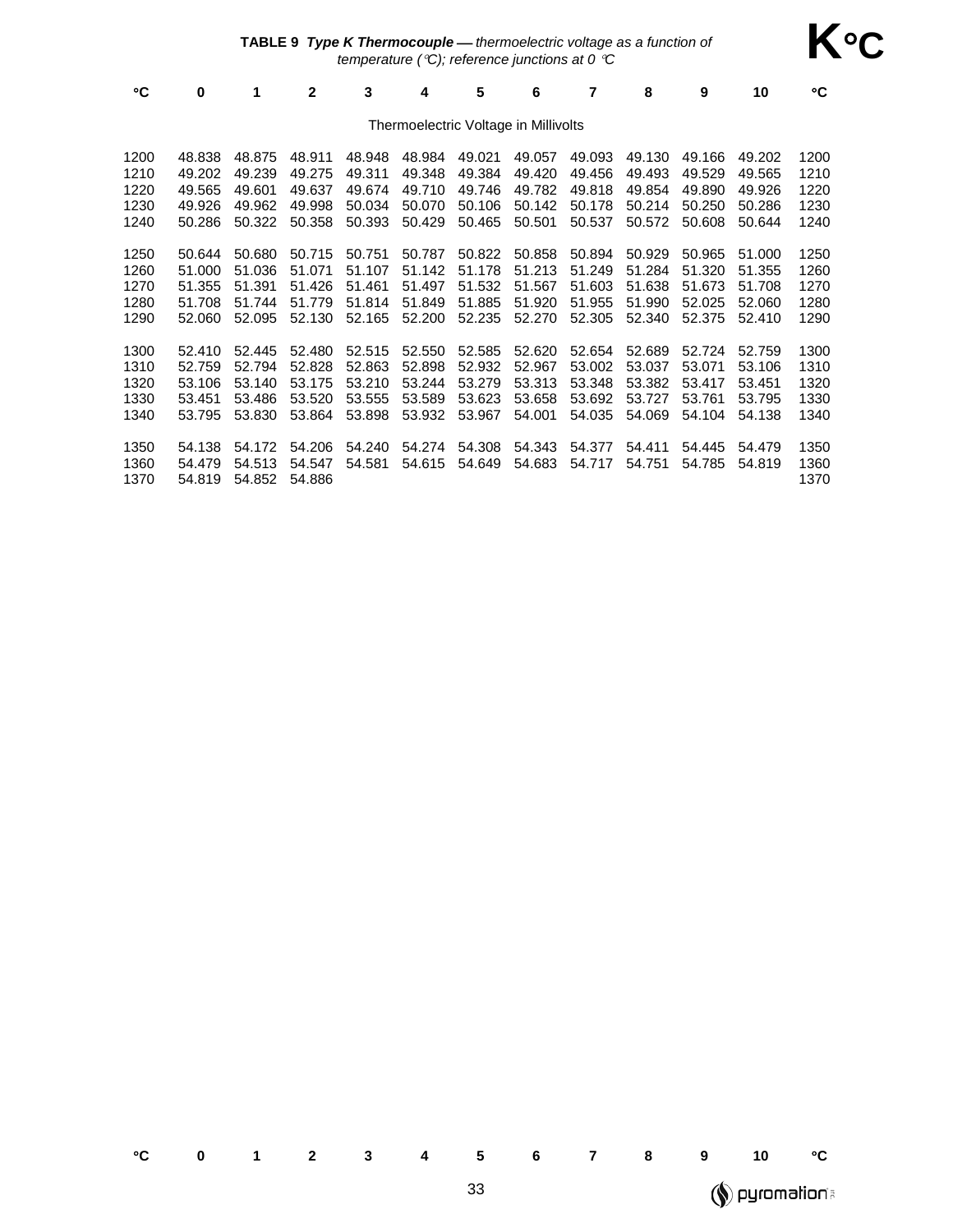**TABLE 9** ***Type K Thermocouple*** *— thermoelectric voltage as a function of temperature (°C); reference junctions at 0 °C*

**K°C**

| °C | 0 | 1 | 2 | 3 | 4 | 5 | 6 | 7 | 8 | 9 | 10 | °C |
|---|---|---|---|---|---|---|---|---|---|---|---|---|
| | | | | | | Thermoelectric Voltage in Millivolts | | | | | | |
| 1200 | 48.838 | 48.875 | 48.911 | 48.948 | 48.984 | 49.021 | 49.057 | 49.093 | 49.130 | 49.166 | 49.202 | 1200 |
| 1210 | 49.202 | 49.239 | 49.275 | 49.311 | 49.348 | 49.384 | 49.420 | 49.456 | 49.493 | 49.529 | 49.565 | 1210 |
| 1220 | 49.565 | 49.601 | 49.637 | 49.674 | 49.710 | 49.746 | 49.782 | 49.818 | 49.854 | 49.890 | 49.926 | 1220 |
| 1230 | 49.926 | 49.962 | 49.998 | 50.034 | 50.070 | 50.106 | 50.142 | 50.178 | 50.214 | 50.250 | 50.286 | 1230 |
| 1240 | 50.286 | 50.322 | 50.358 | 50.393 | 50.429 | 50.465 | 50.501 | 50.537 | 50.572 | 50.608 | 50.644 | 1240 |
| 1250 | 50.644 | 50.680 | 50.715 | 50.751 | 50.787 | 50.822 | 50.858 | 50.894 | 50.929 | 50.965 | 51.000 | 1250 |
| 1260 | 51.000 | 51.036 | 51.071 | 51.107 | 51.142 | 51.178 | 51.213 | 51.249 | 51.284 | 51.320 | 51.355 | 1260 |
| 1270 | 51.355 | 51.391 | 51.426 | 51.461 | 51.497 | 51.532 | 51.567 | 51.603 | 51.638 | 51.673 | 51.708 | 1270 |
| 1280 | 51.708 | 51.744 | 51.779 | 51.814 | 51.849 | 51.885 | 51.920 | 51.955 | 51.990 | 52.025 | 52.060 | 1280 |
| 1290 | 52.060 | 52.095 | 52.130 | 52.165 | 52.200 | 52.235 | 52.270 | 52.305 | 52.340 | 52.375 | 52.410 | 1290 |
| 1300 | 52.410 | 52.445 | 52.480 | 52.515 | 52.550 | 52.585 | 52.620 | 52.654 | 52.689 | 52.724 | 52.759 | 1300 |
| 1310 | 52.759 | 52.794 | 52.828 | 52.863 | 52.898 | 52.932 | 52.967 | 53.002 | 53.037 | 53.071 | 53.106 | 1310 |
| 1320 | 53.106 | 53.140 | 53.175 | 53.210 | 53.244 | 53.279 | 53.313 | 53.348 | 53.382 | 53.417 | 53.451 | 1320 |
| 1330 | 53.451 | 53.486 | 53.520 | 53.555 | 53.589 | 53.623 | 53.658 | 53.692 | 53.727 | 53.761 | 53.795 | 1330 |
| 1340 | 53.795 | 53.830 | 53.864 | 53.898 | 53.932 | 53.967 | 54.001 | 54.035 | 54.069 | 54.104 | 54.138 | 1340 |
| 1350 | 54.138 | 54.172 | 54.206 | 54.240 | 54.274 | 54.308 | 54.343 | 54.377 | 54.411 | 54.445 | 54.479 | 1350 |
| 1360 | 54.479 | 54.513 | 54.547 | 54.581 | 54.615 | 54.649 | 54.683 | 54.717 | 54.751 | 54.785 | 54.819 | 1360 |
| 1370 | 54.819 | 54.852 | 54.886 | | | | | | | | | 1370 |
| °C | 0 | 1 | 2 | 3 | 4 | 5 | 6 | 7 | 8 | 9 | 10 | °C |

pyromation